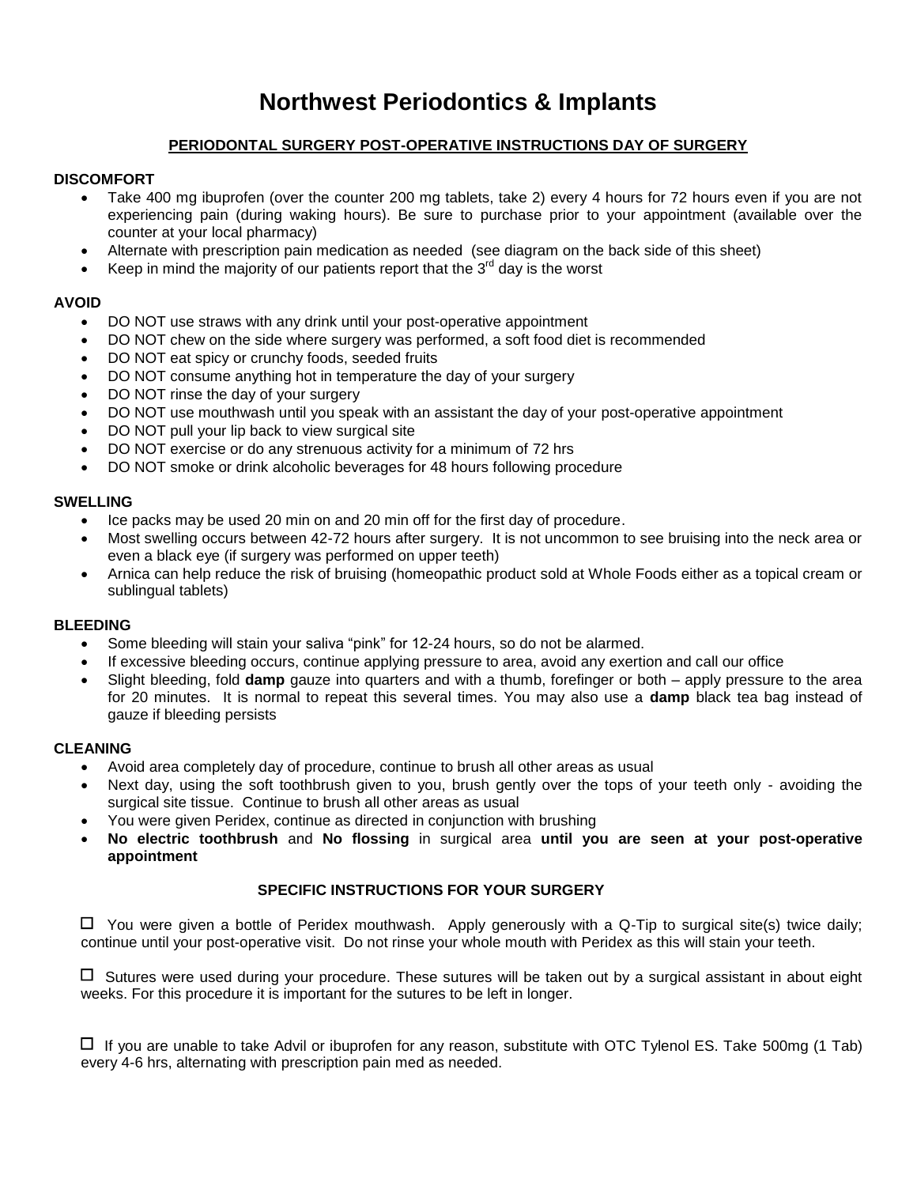# Northwest Periodontics & Implants

## PERIODONTAL SURGERY POST-OPERATIVE INSTRUCTIONS DAY OF SURGERY

### DISCOMFORT

- Take 400 mg ibuprofen (over the counter 200 mg tablets, take 2) every 4 hours for 72 hours even if you are not experiencing pain (during waking hours). Be sure to purchase prior to your appointment (available over the counter at your local pharmacy)
- Alternate with prescription pain medication as needed (see diagram on the back side of this sheet)
- Keep in mind the majority of our patients report that the 3rd day is the worst

### AVOID

- DO NOT use straws with any drink until your post-operative appointment
- DO NOT chew on the side where surgery was performed, a soft food diet is recommended
- DO NOT eat spicy or crunchy foods, seeded fruits
- DO NOT consume anything hot in temperature the day of your surgery
- DO NOT rinse the day of your surgery
- DO NOT use mouthwash until you speak with an assistant the day of your post-operative appointment
- DO NOT pull your lip back to view surgical site
- DO NOT exercise or do any strenuous activity for a minimum of 72 hrs
- DO NOT smoke or drink alcoholic beverages for 48 hours following procedure

### SWELLING

- Ice packs may be used 20 min on and 20 min off for the first day of procedure.
- Most swelling occurs between 42-72 hours after surgery. It is not uncommon to see bruising into the neck area or even a black eye (if surgery was performed on upper teeth)
- Arnica can help reduce the risk of bruising (homeopathic product sold at Whole Foods either as a topical cream or sublingual tablets)

### BLEEDING

- Some bleeding will stain your saliva "pink" for 12-24 hours, so do not be alarmed.
- If excessive bleeding occurs, continue applying pressure to area, avoid any exertion and call our office
- Slight bleeding, fold **damp** gauze into quarters and with a thumb, forefinger or both – apply pressure to the area for 20 minutes. It is normal to repeat this several times. You may also use a **damp** black tea bag instead of gauze if bleeding persists

### CLEANING

- Avoid area completely day of procedure, continue to brush all other areas as usual
- Next day, using the soft toothbrush given to you, brush gently over the tops of your teeth only - avoiding the surgical site tissue. Continue to brush all other areas as usual
- You were given Peridex, continue as directed in conjunction with brushing
- **No electric toothbrush** and **No flossing** in surgical area **until you are seen at your post-operative appointment**

### SPECIFIC INSTRUCTIONS FOR YOUR SURGERY

☐ You were given a bottle of Peridex mouthwash. Apply generously with a Q-Tip to surgical site(s) twice daily; continue until your post-operative visit. Do not rinse your whole mouth with Peridex as this will stain your teeth.

☐ Sutures were used during your procedure. These sutures will be taken out by a surgical assistant in about eight weeks. For this procedure it is important for the sutures to be left in longer.

☐ If you are unable to take Advil or ibuprofen for any reason, substitute with OTC Tylenol ES. Take 500mg (1 Tab) every 4-6 hrs, alternating with prescription pain med as needed.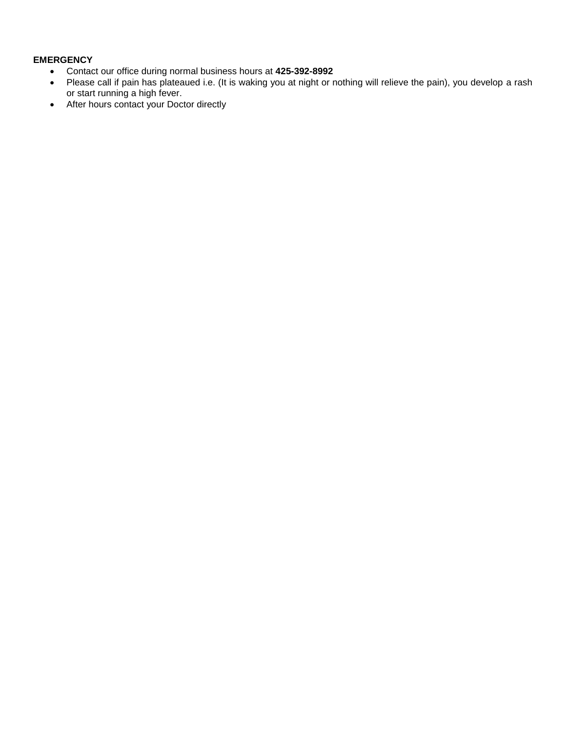**EMERGENCY**

- Contact our office during normal business hours at **425-392-8992**
- Please call if pain has plateaued i.e. (It is waking you at night or nothing will relieve the pain), you develop a rash or start running a high fever.
- After hours contact your Doctor directly